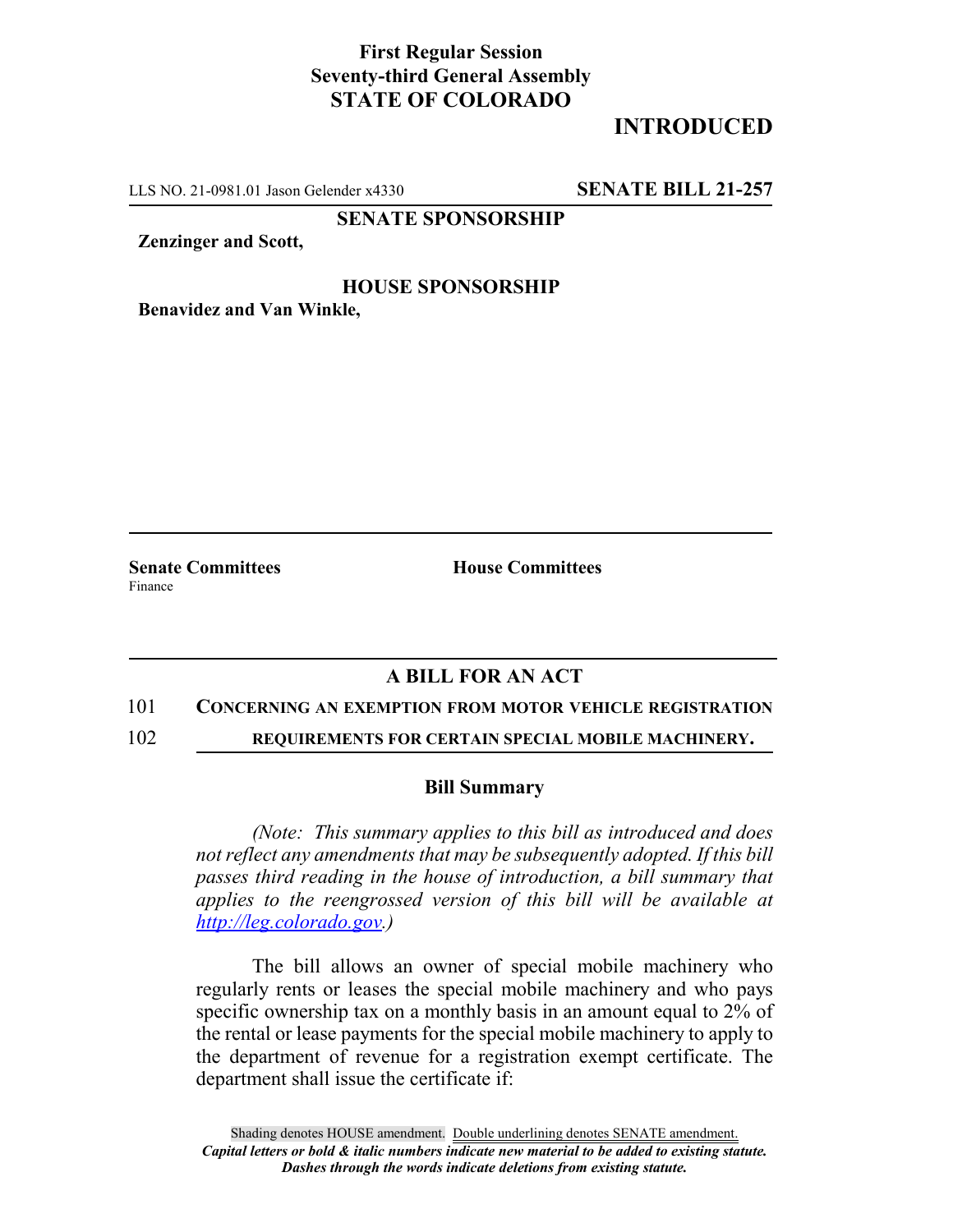**First Regular Session**
**Seventy-third General Assembly**
**STATE OF COLORADO**

**INTRODUCED**

LLS NO. 21-0981.01 Jason Gelender x4330 **SENATE BILL 21-257**

**SENATE SPONSORSHIP**

**Zenzinger and Scott,**

**HOUSE SPONSORSHIP**

**Benavidez and Van Winkle,**

**Senate Committees**
Finance

**House Committees**

## A BILL FOR AN ACT

101 **CONCERNING AN EXEMPTION FROM MOTOR VEHICLE REGISTRATION**
102 **REQUIREMENTS FOR CERTAIN SPECIAL MOBILE MACHINERY.**

### Bill Summary

*(Note: This summary applies to this bill as introduced and does not reflect any amendments that may be subsequently adopted. If this bill passes third reading in the house of introduction, a bill summary that applies to the reengrossed version of this bill will be available at http://leg.colorado.gov.)*

The bill allows an owner of special mobile machinery who regularly rents or leases the special mobile machinery and who pays specific ownership tax on a monthly basis in an amount equal to 2% of the rental or lease payments for the special mobile machinery to apply to the department of revenue for a registration exempt certificate. The department shall issue the certificate if:

Shading denotes HOUSE amendment. Double underlining denotes SENATE amendment.
*Capital letters or bold & italic numbers indicate new material to be added to existing statute.*
*Dashes through the words indicate deletions from existing statute.*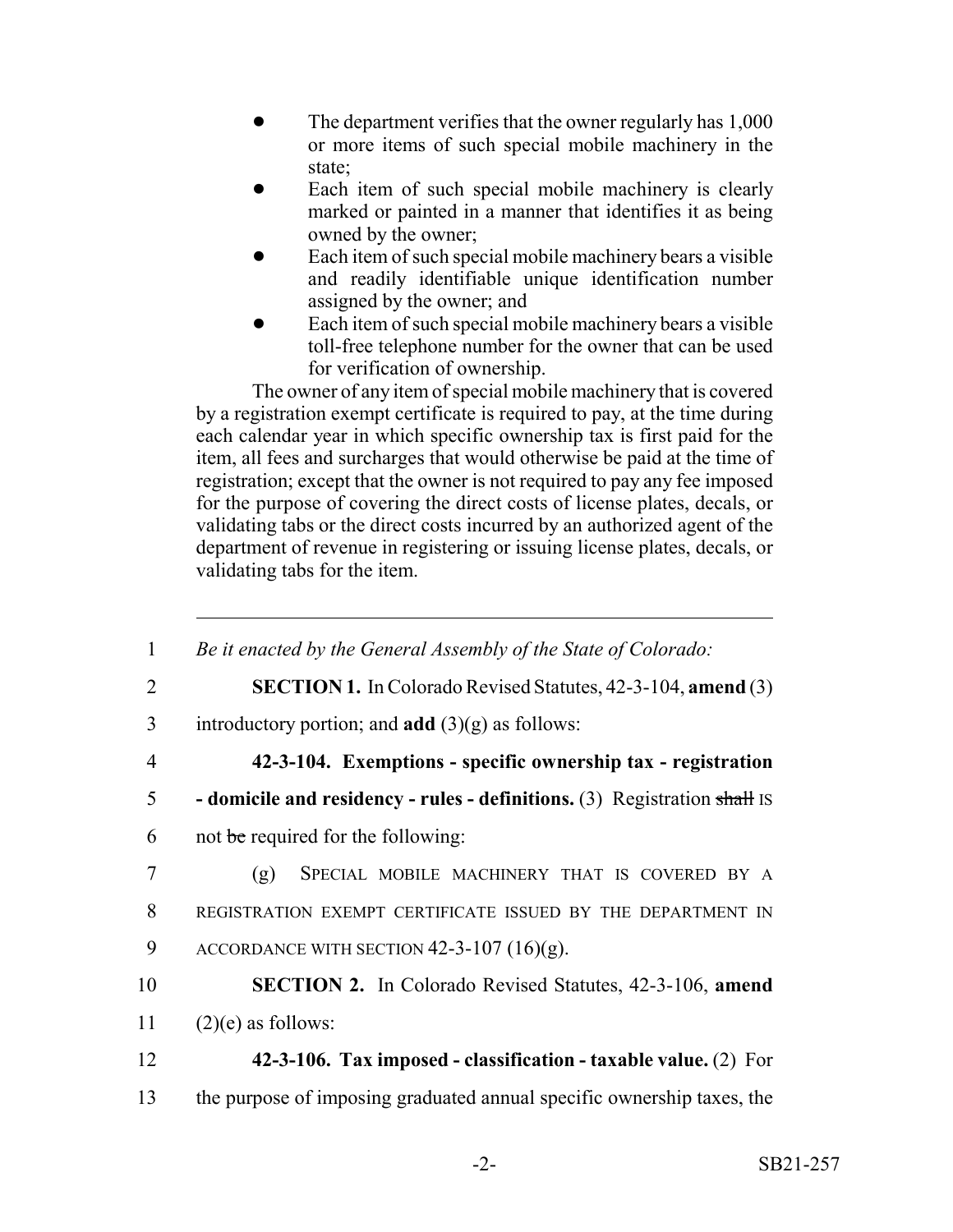- The department verifies that the owner regularly has 1,000 or more items of such special mobile machinery in the state;
- Each item of such special mobile machinery is clearly marked or painted in a manner that identifies it as being owned by the owner;
- Each item of such special mobile machinery bears a visible and readily identifiable unique identification number assigned by the owner; and
- Each item of such special mobile machinery bears a visible toll-free telephone number for the owner that can be used for verification of ownership.

The owner of any item of special mobile machinery that is covered by a registration exempt certificate is required to pay, at the time during each calendar year in which specific ownership tax is first paid for the item, all fees and surcharges that would otherwise be paid at the time of registration; except that the owner is not required to pay any fee imposed for the purpose of covering the direct costs of license plates, decals, or validating tabs or the direct costs incurred by an authorized agent of the department of revenue in registering or issuing license plates, decals, or validating tabs for the item.

---

1 *Be it enacted by the General Assembly of the State of Colorado:*

2 **SECTION 1.** In Colorado Revised Statutes, 42-3-104, **amend** (3)

3 introductory portion; and **add** (3)(g) as follows:

4 **42-3-104. Exemptions - specific ownership tax - registration**

5 **- domicile and residency - rules - definitions.** (3) Registration ~~shall~~ IS

6 not ~~be~~ required for the following:

7 (g) SPECIAL MOBILE MACHINERY THAT IS COVERED BY A

8 REGISTRATION EXEMPT CERTIFICATE ISSUED BY THE DEPARTMENT IN

9 ACCORDANCE WITH SECTION 42-3-107 (16)(g).

10 **SECTION 2.** In Colorado Revised Statutes, 42-3-106, **amend**

11 (2)(e) as follows:

12 **42-3-106. Tax imposed - classification - taxable value.** (2) For

13 the purpose of imposing graduated annual specific ownership taxes, the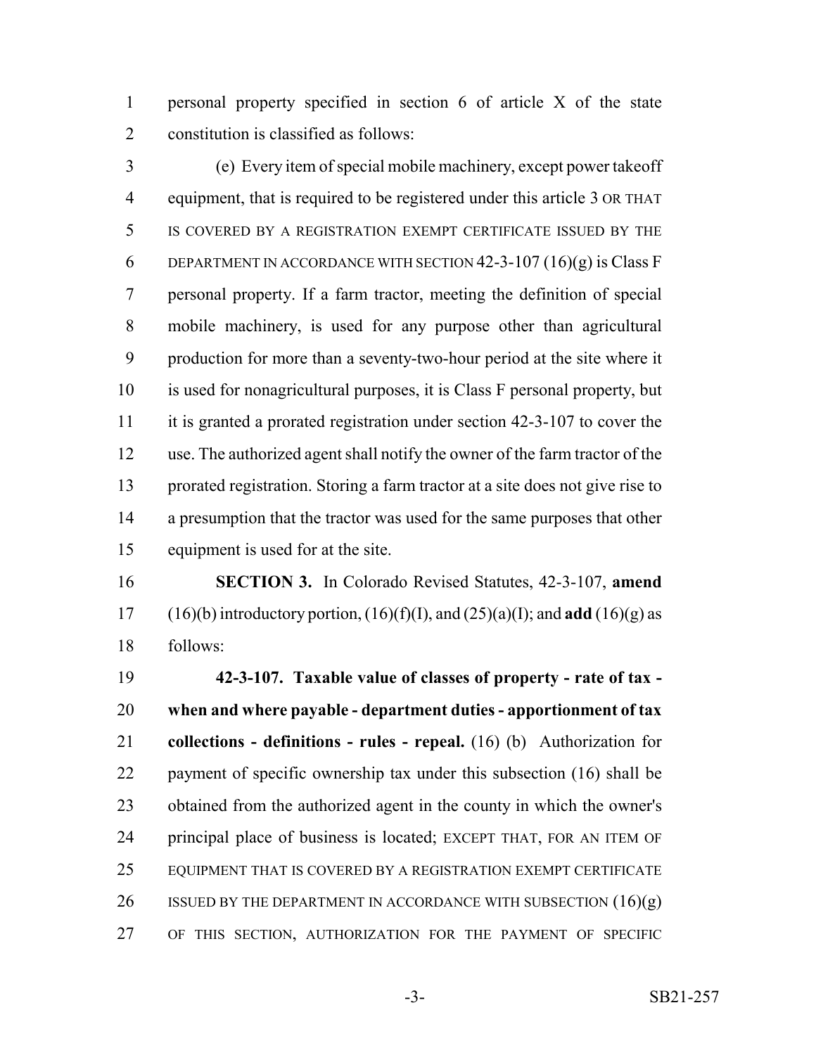personal property specified in section 6 of article X of the state constitution is classified as follows:

(e) Every item of special mobile machinery, except power takeoff equipment, that is required to be registered under this article 3 OR THAT IS COVERED BY A REGISTRATION EXEMPT CERTIFICATE ISSUED BY THE DEPARTMENT IN ACCORDANCE WITH SECTION 42-3-107 (16)(g) is Class F personal property. If a farm tractor, meeting the definition of special mobile machinery, is used for any purpose other than agricultural production for more than a seventy-two-hour period at the site where it is used for nonagricultural purposes, it is Class F personal property, but it is granted a prorated registration under section 42-3-107 to cover the use. The authorized agent shall notify the owner of the farm tractor of the prorated registration. Storing a farm tractor at a site does not give rise to a presumption that the tractor was used for the same purposes that other equipment is used for at the site.

**SECTION 3.** In Colorado Revised Statutes, 42-3-107, **amend** (16)(b) introductory portion, (16)(f)(I), and (25)(a)(I); and **add** (16)(g) as follows:

**42-3-107. Taxable value of classes of property - rate of tax - when and where payable - department duties - apportionment of tax collections - definitions - rules - repeal.** (16) (b) Authorization for payment of specific ownership tax under this subsection (16) shall be obtained from the authorized agent in the county in which the owner's principal place of business is located; EXCEPT THAT, FOR AN ITEM OF EQUIPMENT THAT IS COVERED BY A REGISTRATION EXEMPT CERTIFICATE ISSUED BY THE DEPARTMENT IN ACCORDANCE WITH SUBSECTION (16)(g) OF THIS SECTION, AUTHORIZATION FOR THE PAYMENT OF SPECIFIC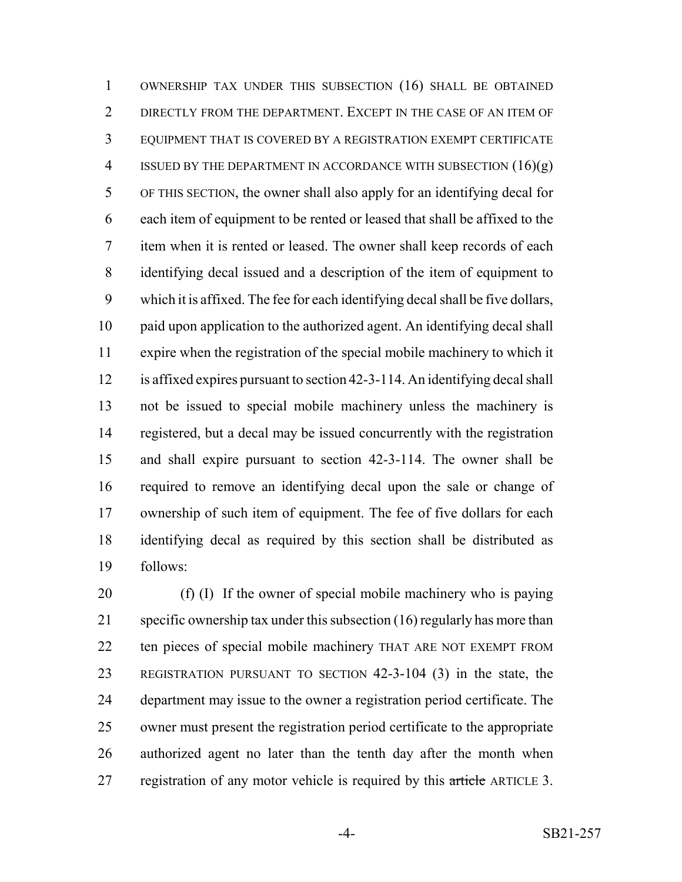OWNERSHIP TAX UNDER THIS SUBSECTION (16) SHALL BE OBTAINED DIRECTLY FROM THE DEPARTMENT. EXCEPT IN THE CASE OF AN ITEM OF EQUIPMENT THAT IS COVERED BY A REGISTRATION EXEMPT CERTIFICATE ISSUED BY THE DEPARTMENT IN ACCORDANCE WITH SUBSECTION (16)(g) OF THIS SECTION, the owner shall also apply for an identifying decal for each item of equipment to be rented or leased that shall be affixed to the item when it is rented or leased. The owner shall keep records of each identifying decal issued and a description of the item of equipment to which it is affixed. The fee for each identifying decal shall be five dollars, paid upon application to the authorized agent. An identifying decal shall expire when the registration of the special mobile machinery to which it is affixed expires pursuant to section 42-3-114. An identifying decal shall not be issued to special mobile machinery unless the machinery is registered, but a decal may be issued concurrently with the registration and shall expire pursuant to section 42-3-114. The owner shall be required to remove an identifying decal upon the sale or change of ownership of such item of equipment. The fee of five dollars for each identifying decal as required by this section shall be distributed as follows:

(f) (I) If the owner of special mobile machinery who is paying specific ownership tax under this subsection (16) regularly has more than ten pieces of special mobile machinery THAT ARE NOT EXEMPT FROM REGISTRATION PURSUANT TO SECTION 42-3-104 (3) in the state, the department may issue to the owner a registration period certificate. The owner must present the registration period certificate to the appropriate authorized agent no later than the tenth day after the month when registration of any motor vehicle is required by this ~~article~~ ARTICLE 3.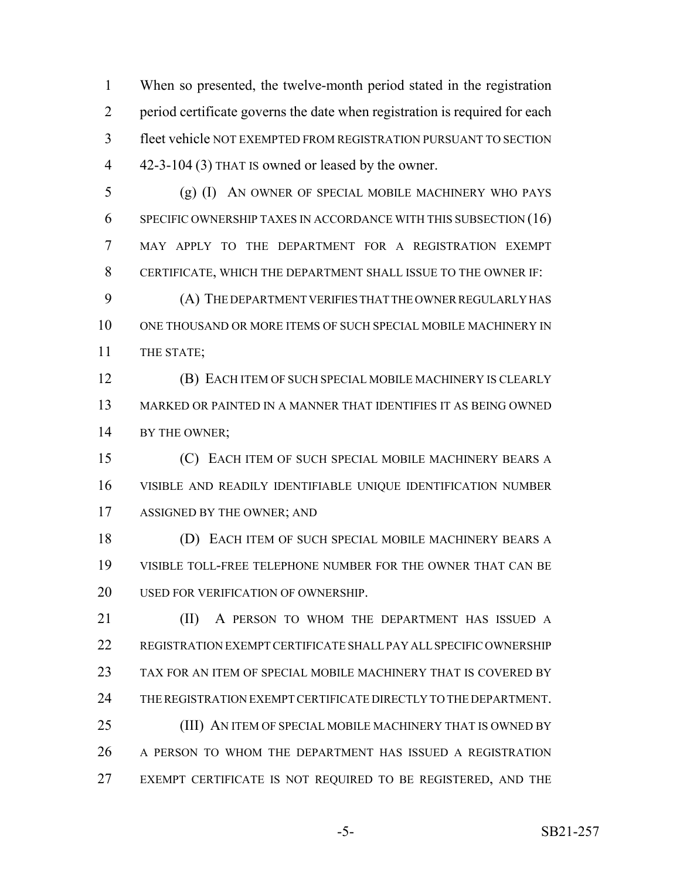When so presented, the twelve-month period stated in the registration period certificate governs the date when registration is required for each fleet vehicle NOT EXEMPTED FROM REGISTRATION PURSUANT TO SECTION 42-3-104 (3) THAT IS owned or leased by the owner.

(g) (I) AN OWNER OF SPECIAL MOBILE MACHINERY WHO PAYS SPECIFIC OWNERSHIP TAXES IN ACCORDANCE WITH THIS SUBSECTION (16) MAY APPLY TO THE DEPARTMENT FOR A REGISTRATION EXEMPT CERTIFICATE, WHICH THE DEPARTMENT SHALL ISSUE TO THE OWNER IF:

(A) THE DEPARTMENT VERIFIES THAT THE OWNER REGULARLY HAS ONE THOUSAND OR MORE ITEMS OF SUCH SPECIAL MOBILE MACHINERY IN THE STATE;

(B) EACH ITEM OF SUCH SPECIAL MOBILE MACHINERY IS CLEARLY MARKED OR PAINTED IN A MANNER THAT IDENTIFIES IT AS BEING OWNED BY THE OWNER;

(C) EACH ITEM OF SUCH SPECIAL MOBILE MACHINERY BEARS A VISIBLE AND READILY IDENTIFIABLE UNIQUE IDENTIFICATION NUMBER ASSIGNED BY THE OWNER; AND

(D) EACH ITEM OF SUCH SPECIAL MOBILE MACHINERY BEARS A VISIBLE TOLL-FREE TELEPHONE NUMBER FOR THE OWNER THAT CAN BE USED FOR VERIFICATION OF OWNERSHIP.

(II) A PERSON TO WHOM THE DEPARTMENT HAS ISSUED A REGISTRATION EXEMPT CERTIFICATE SHALL PAY ALL SPECIFIC OWNERSHIP TAX FOR AN ITEM OF SPECIAL MOBILE MACHINERY THAT IS COVERED BY THE REGISTRATION EXEMPT CERTIFICATE DIRECTLY TO THE DEPARTMENT.

(III) AN ITEM OF SPECIAL MOBILE MACHINERY THAT IS OWNED BY A PERSON TO WHOM THE DEPARTMENT HAS ISSUED A REGISTRATION EXEMPT CERTIFICATE IS NOT REQUIRED TO BE REGISTERED, AND THE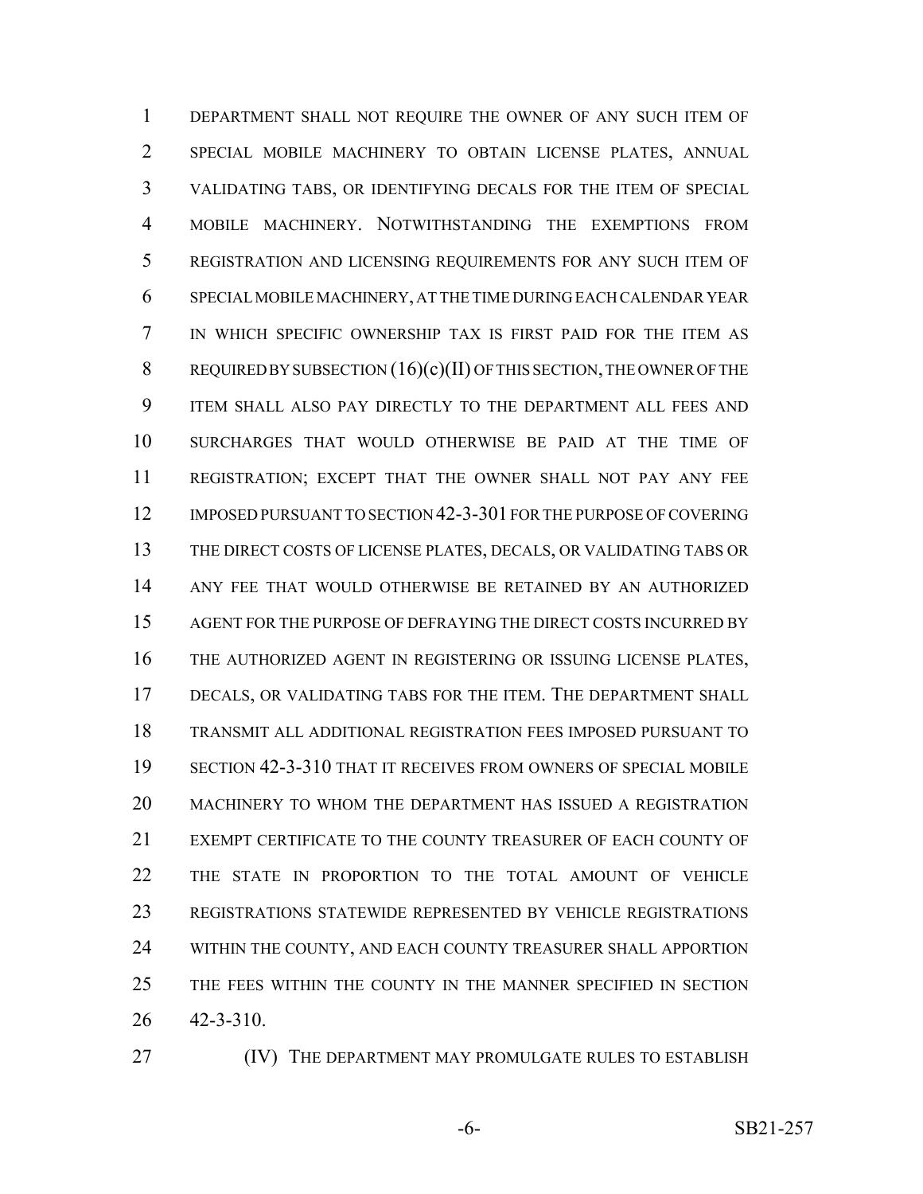DEPARTMENT SHALL NOT REQUIRE THE OWNER OF ANY SUCH ITEM OF SPECIAL MOBILE MACHINERY TO OBTAIN LICENSE PLATES, ANNUAL VALIDATING TABS, OR IDENTIFYING DECALS FOR THE ITEM OF SPECIAL MOBILE MACHINERY. NOTWITHSTANDING THE EXEMPTIONS FROM REGISTRATION AND LICENSING REQUIREMENTS FOR ANY SUCH ITEM OF SPECIAL MOBILE MACHINERY, AT THE TIME DURING EACH CALENDAR YEAR IN WHICH SPECIFIC OWNERSHIP TAX IS FIRST PAID FOR THE ITEM AS REQUIRED BY SUBSECTION (16)(c)(II) OF THIS SECTION, THE OWNER OF THE ITEM SHALL ALSO PAY DIRECTLY TO THE DEPARTMENT ALL FEES AND SURCHARGES THAT WOULD OTHERWISE BE PAID AT THE TIME OF REGISTRATION; EXCEPT THAT THE OWNER SHALL NOT PAY ANY FEE IMPOSED PURSUANT TO SECTION 42-3-301 FOR THE PURPOSE OF COVERING THE DIRECT COSTS OF LICENSE PLATES, DECALS, OR VALIDATING TABS OR ANY FEE THAT WOULD OTHERWISE BE RETAINED BY AN AUTHORIZED AGENT FOR THE PURPOSE OF DEFRAYING THE DIRECT COSTS INCURRED BY THE AUTHORIZED AGENT IN REGISTERING OR ISSUING LICENSE PLATES, DECALS, OR VALIDATING TABS FOR THE ITEM. THE DEPARTMENT SHALL TRANSMIT ALL ADDITIONAL REGISTRATION FEES IMPOSED PURSUANT TO SECTION 42-3-310 THAT IT RECEIVES FROM OWNERS OF SPECIAL MOBILE MACHINERY TO WHOM THE DEPARTMENT HAS ISSUED A REGISTRATION EXEMPT CERTIFICATE TO THE COUNTY TREASURER OF EACH COUNTY OF THE STATE IN PROPORTION TO THE TOTAL AMOUNT OF VEHICLE REGISTRATIONS STATEWIDE REPRESENTED BY VEHICLE REGISTRATIONS WITHIN THE COUNTY, AND EACH COUNTY TREASURER SHALL APPORTION THE FEES WITHIN THE COUNTY IN THE MANNER SPECIFIED IN SECTION 42-3-310.

(IV) THE DEPARTMENT MAY PROMULGATE RULES TO ESTABLISH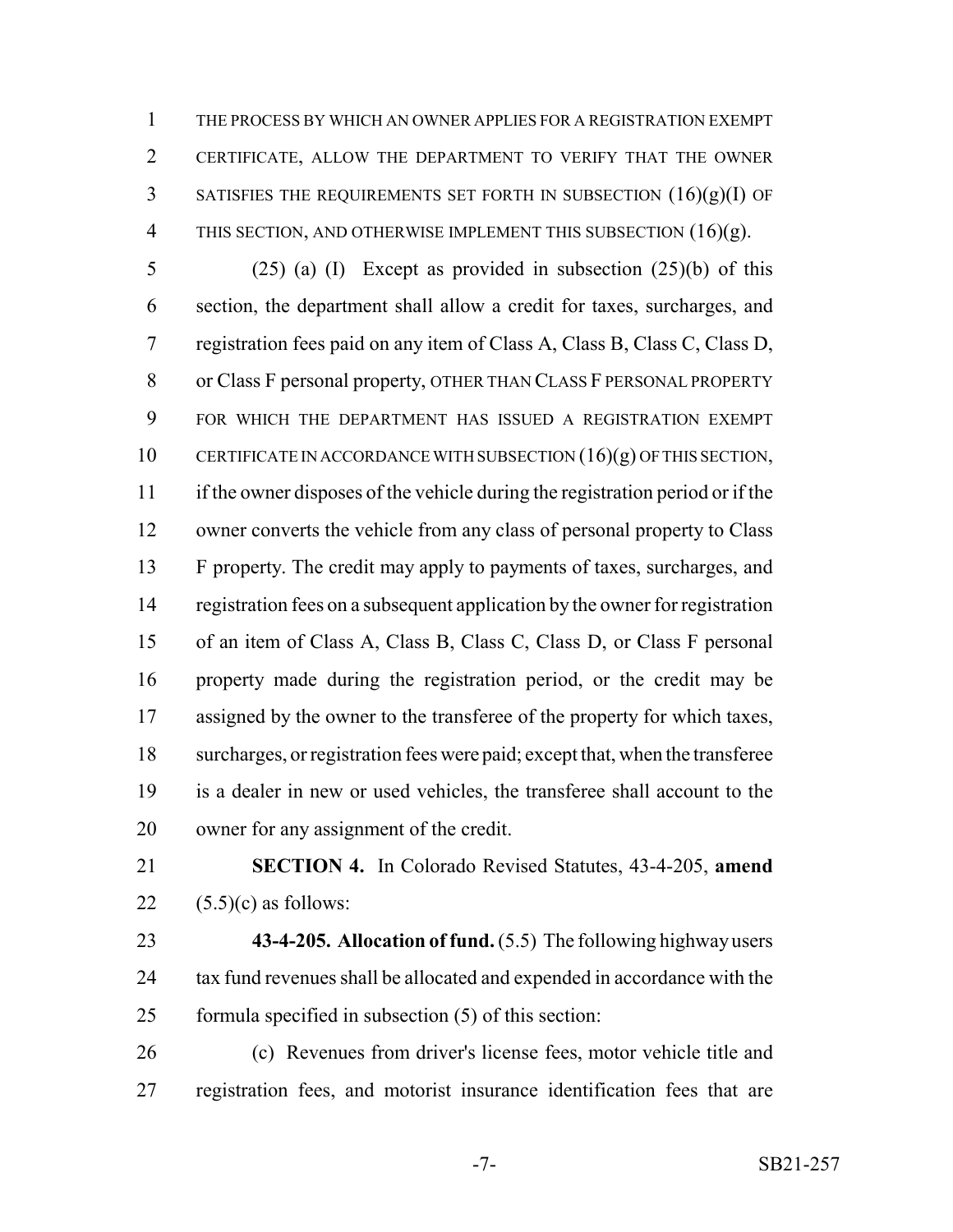THE PROCESS BY WHICH AN OWNER APPLIES FOR A REGISTRATION EXEMPT CERTIFICATE, ALLOW THE DEPARTMENT TO VERIFY THAT THE OWNER SATISFIES THE REQUIREMENTS SET FORTH IN SUBSECTION (16)(g)(I) OF THIS SECTION, AND OTHERWISE IMPLEMENT THIS SUBSECTION (16)(g).

(25) (a) (I) Except as provided in subsection (25)(b) of this section, the department shall allow a credit for taxes, surcharges, and registration fees paid on any item of Class A, Class B, Class C, Class D, or Class F personal property, OTHER THAN CLASS F PERSONAL PROPERTY FOR WHICH THE DEPARTMENT HAS ISSUED A REGISTRATION EXEMPT CERTIFICATE IN ACCORDANCE WITH SUBSECTION (16)(g) OF THIS SECTION, if the owner disposes of the vehicle during the registration period or if the owner converts the vehicle from any class of personal property to Class F property. The credit may apply to payments of taxes, surcharges, and registration fees on a subsequent application by the owner for registration of an item of Class A, Class B, Class C, Class D, or Class F personal property made during the registration period, or the credit may be assigned by the owner to the transferee of the property for which taxes, surcharges, or registration fees were paid; except that, when the transferee is a dealer in new or used vehicles, the transferee shall account to the owner for any assignment of the credit.

**SECTION 4.** In Colorado Revised Statutes, 43-4-205, **amend** (5.5)(c) as follows:

**43-4-205. Allocation of fund.** (5.5) The following highway users tax fund revenues shall be allocated and expended in accordance with the formula specified in subsection (5) of this section:

(c) Revenues from driver's license fees, motor vehicle title and registration fees, and motorist insurance identification fees that are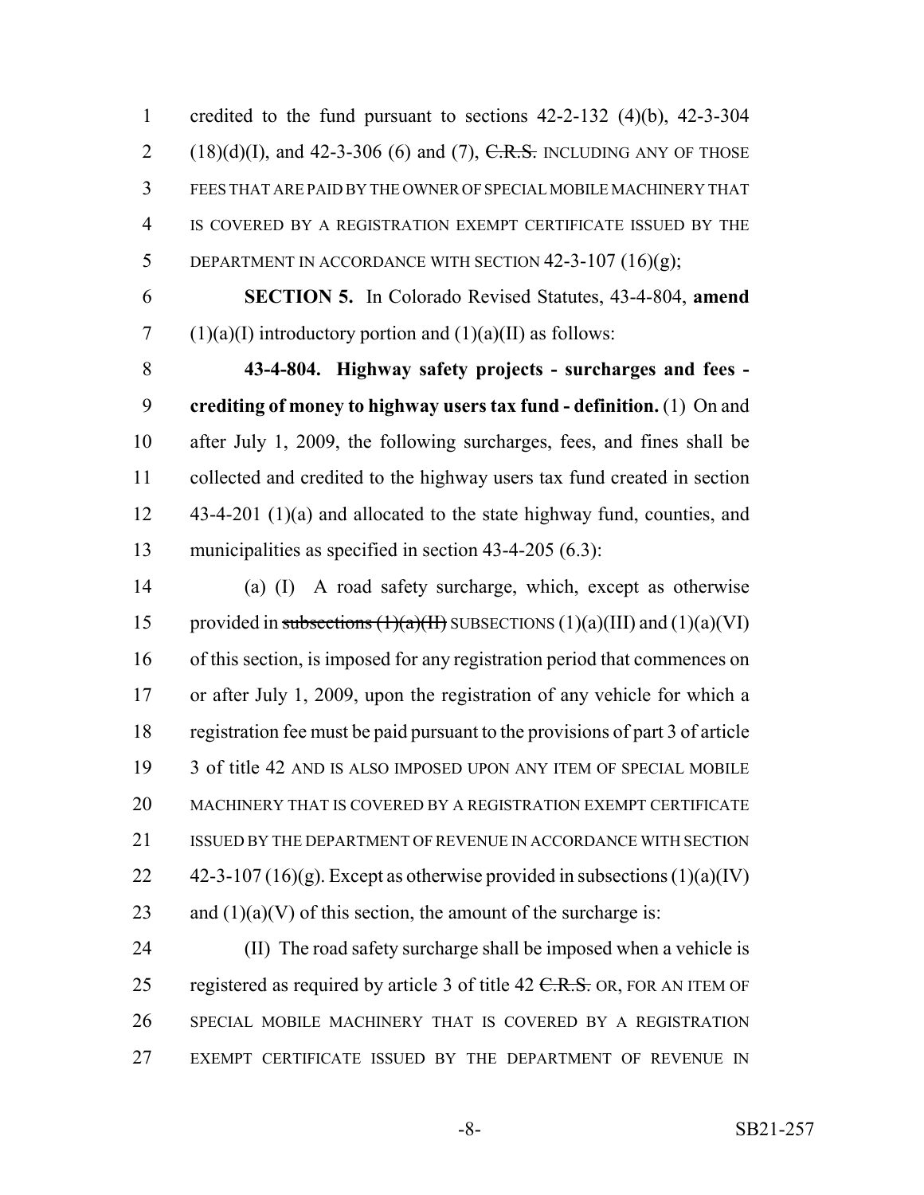credited to the fund pursuant to sections 42-2-132 (4)(b), 42-3-304 (18)(d)(I), and 42-3-306 (6) and (7), ~~C.R.S.~~ INCLUDING ANY OF THOSE FEES THAT ARE PAID BY THE OWNER OF SPECIAL MOBILE MACHINERY THAT IS COVERED BY A REGISTRATION EXEMPT CERTIFICATE ISSUED BY THE DEPARTMENT IN ACCORDANCE WITH SECTION 42-3-107 (16)(g);

**SECTION 5.** In Colorado Revised Statutes, 43-4-804, **amend** (1)(a)(I) introductory portion and (1)(a)(II) as follows:

**43-4-804. Highway safety projects - surcharges and fees - crediting of money to highway users tax fund - definition.** (1) On and after July 1, 2009, the following surcharges, fees, and fines shall be collected and credited to the highway users tax fund created in section 43-4-201 (1)(a) and allocated to the state highway fund, counties, and municipalities as specified in section 43-4-205 (6.3):

(a) (I) A road safety surcharge, which, except as otherwise provided in ~~subsections (1)(a)(II)~~ SUBSECTIONS (1)(a)(III) and (1)(a)(VI) of this section, is imposed for any registration period that commences on or after July 1, 2009, upon the registration of any vehicle for which a registration fee must be paid pursuant to the provisions of part 3 of article 3 of title 42 AND IS ALSO IMPOSED UPON ANY ITEM OF SPECIAL MOBILE MACHINERY THAT IS COVERED BY A REGISTRATION EXEMPT CERTIFICATE ISSUED BY THE DEPARTMENT OF REVENUE IN ACCORDANCE WITH SECTION 42-3-107 (16)(g). Except as otherwise provided in subsections (1)(a)(IV) and (1)(a)(V) of this section, the amount of the surcharge is:

(II) The road safety surcharge shall be imposed when a vehicle is registered as required by article 3 of title 42 ~~C.R.S.~~ OR, FOR AN ITEM OF SPECIAL MOBILE MACHINERY THAT IS COVERED BY A REGISTRATION EXEMPT CERTIFICATE ISSUED BY THE DEPARTMENT OF REVENUE IN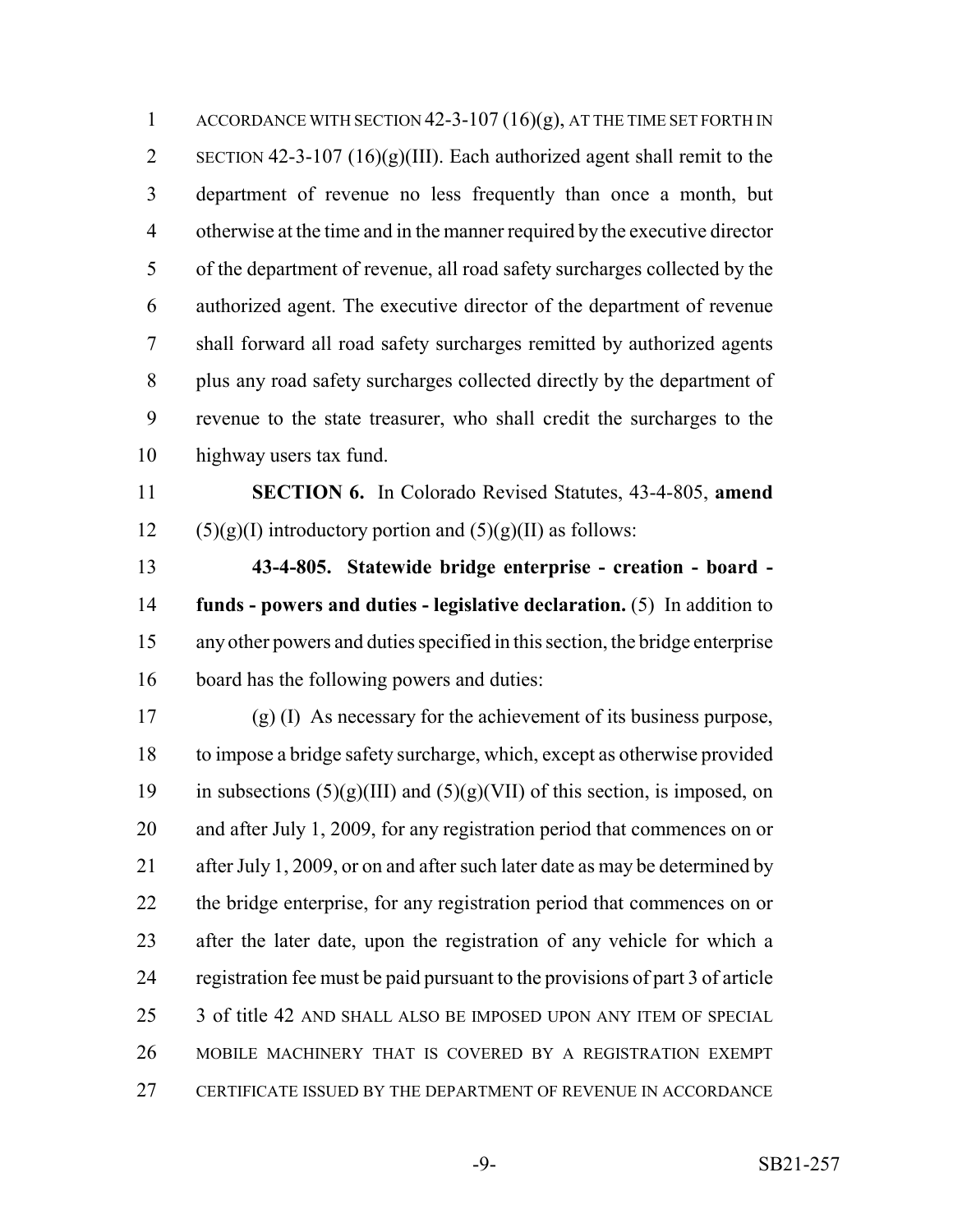ACCORDANCE WITH SECTION 42-3-107 (16)(g), AT THE TIME SET FORTH IN SECTION 42-3-107 (16)(g)(III). Each authorized agent shall remit to the department of revenue no less frequently than once a month, but otherwise at the time and in the manner required by the executive director of the department of revenue, all road safety surcharges collected by the authorized agent. The executive director of the department of revenue shall forward all road safety surcharges remitted by authorized agents plus any road safety surcharges collected directly by the department of revenue to the state treasurer, who shall credit the surcharges to the highway users tax fund.

**SECTION 6.** In Colorado Revised Statutes, 43-4-805, **amend** (5)(g)(I) introductory portion and (5)(g)(II) as follows:

**43-4-805. Statewide bridge enterprise - creation - board - funds - powers and duties - legislative declaration.** (5) In addition to any other powers and duties specified in this section, the bridge enterprise board has the following powers and duties:

(g) (I) As necessary for the achievement of its business purpose, to impose a bridge safety surcharge, which, except as otherwise provided in subsections (5)(g)(III) and (5)(g)(VII) of this section, is imposed, on and after July 1, 2009, for any registration period that commences on or after July 1, 2009, or on and after such later date as may be determined by the bridge enterprise, for any registration period that commences on or after the later date, upon the registration of any vehicle for which a registration fee must be paid pursuant to the provisions of part 3 of article 3 of title 42 AND SHALL ALSO BE IMPOSED UPON ANY ITEM OF SPECIAL MOBILE MACHINERY THAT IS COVERED BY A REGISTRATION EXEMPT CERTIFICATE ISSUED BY THE DEPARTMENT OF REVENUE IN ACCORDANCE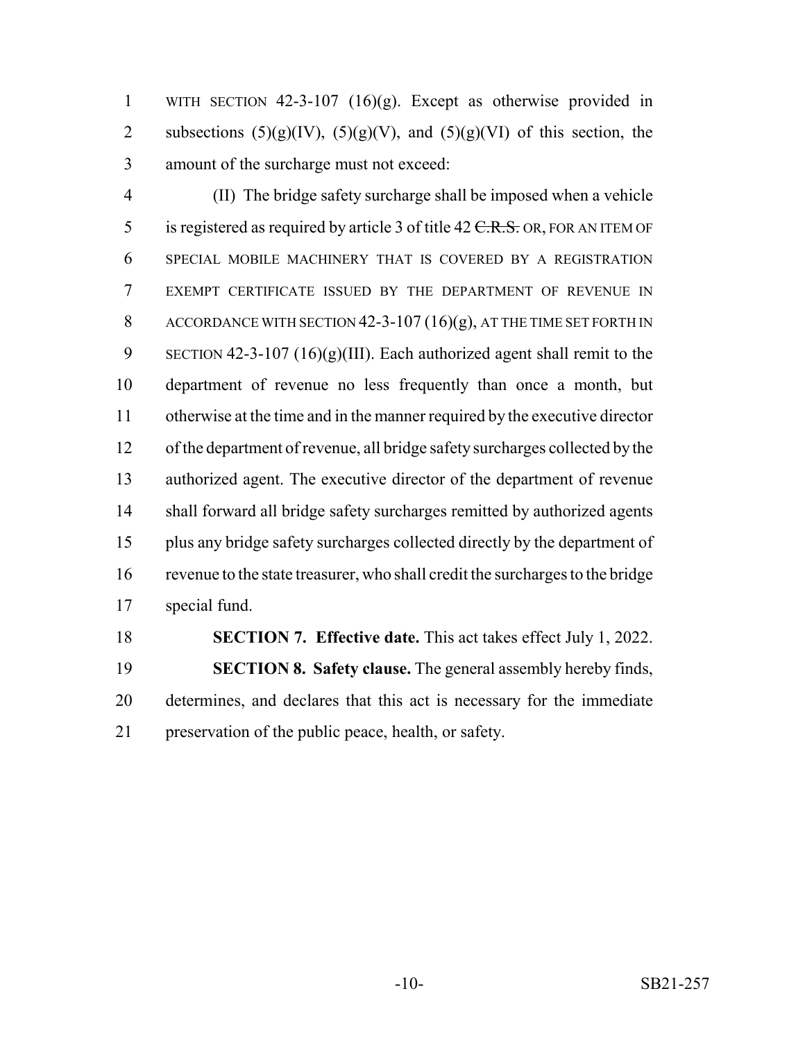WITH SECTION 42-3-107 (16)(g). Except as otherwise provided in subsections (5)(g)(IV), (5)(g)(V), and (5)(g)(VI) of this section, the amount of the surcharge must not exceed:

(II) The bridge safety surcharge shall be imposed when a vehicle is registered as required by article 3 of title 42 ~~C.R.S.~~ OR, FOR AN ITEM OF SPECIAL MOBILE MACHINERY THAT IS COVERED BY A REGISTRATION EXEMPT CERTIFICATE ISSUED BY THE DEPARTMENT OF REVENUE IN ACCORDANCE WITH SECTION 42-3-107 (16)(g), AT THE TIME SET FORTH IN SECTION 42-3-107 (16)(g)(III). Each authorized agent shall remit to the department of revenue no less frequently than once a month, but otherwise at the time and in the manner required by the executive director of the department of revenue, all bridge safety surcharges collected by the authorized agent. The executive director of the department of revenue shall forward all bridge safety surcharges remitted by authorized agents plus any bridge safety surcharges collected directly by the department of revenue to the state treasurer, who shall credit the surcharges to the bridge special fund.

**SECTION 7. Effective date.** This act takes effect July 1, 2022.

**SECTION 8. Safety clause.** The general assembly hereby finds, determines, and declares that this act is necessary for the immediate preservation of the public peace, health, or safety.